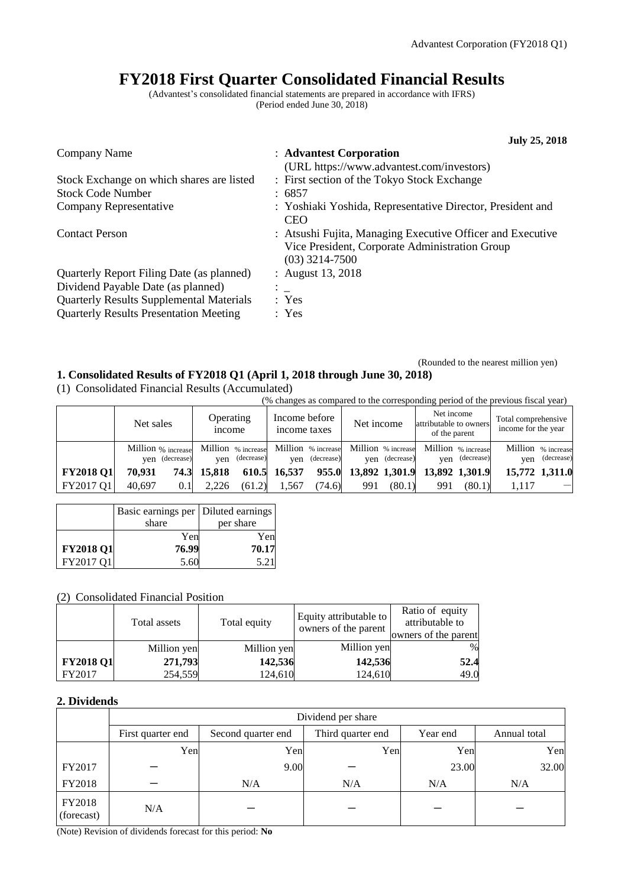# FY2018 First Quarter Consolidated Financial Results

(Advantest's consolidated financial statements are prepared in accordance with IFRS)
(Period ended June 30, 2018)

**July 25, 2018**

| | |
|---|---|
| Company Name | : **Advantest Corporation** (URL https://www.advantest.com/investors) |
| Stock Exchange on which shares are listed | : First section of the Tokyo Stock Exchange |
| Stock Code Number | : 6857 |
| Company Representative | : Yoshiaki Yoshida, Representative Director, President and CEO |
| Contact Person | : Atsushi Fujita, Managing Executive Officer and Executive Vice President, Corporate Administration Group (03) 3214-7500 |
| Quarterly Report Filing Date (as planned) | : August 13, 2018 |
| Dividend Payable Date (as planned) | : _ |
| Quarterly Results Supplemental Materials | : Yes |
| Quarterly Results Presentation Meeting | : Yes |

(Rounded to the nearest million yen)

## 1. Consolidated Results of FY2018 Q1 (April 1, 2018 through June 30, 2018)

(1) Consolidated Financial Results (Accumulated)

(% changes as compared to the corresponding period of the previous fiscal year)

| | Net sales | | Operating income | | Income before income taxes | | Net income | | Net income attributable to owners of the parent | | Total comprehensive income for the year | |
|---|---|---|---|---|---|---|---|---|---|---|---|---|
| | Million yen | % increase (decrease) | Million yen | % increase (decrease) | Million yen | % increase (decrease) | Million yen | % increase (decrease) | Million yen | % increase (decrease) | Million yen | % increase (decrease) |
| **FY2018 Q1** | **70,931** | **74.3** | **15,818** | **610.5** | **16,537** | **955.0** | **13,892** | **1,301.9** | **13,892** | **1,301.9** | **15,772** | **1,311.0** |
| FY2017 Q1 | 40,697 | 0.1 | 2,226 | (61.2) | 1,567 | (74.6) | 991 | (80.1) | 991 | (80.1) | 1,117 | − |

| | Basic earnings per share | Diluted earnings per share |
|---|---|---|
| | Yen | Yen |
| **FY2018 Q1** | **76.99** | **70.17** |
| FY2017 Q1 | 5.60 | 5.21 |

(2) Consolidated Financial Position

| | Total assets | Total equity | Equity attributable to owners of the parent | Ratio of equity attributable to owners of the parent |
|---|---|---|---|---|
| | Million yen | Million yen | Million yen | % |
| **FY2018 Q1** | **271,793** | **142,536** | **142,536** | **52.4** |
| FY2017 | 254,559 | 124,610 | 124,610 | 49.0 |

## 2. Dividends

| | Dividend per share | | | | |
|---|---|---|---|---|---|
| | First quarter end | Second quarter end | Third quarter end | Year end | Annual total |
| | Yen | Yen | Yen | Yen | Yen |
| FY2017 | − | 9.00 | − | 23.00 | 32.00 |
| FY2018 | − | N/A | N/A | N/A | N/A |
| FY2018 (forecast) | N/A | − | − | − | − |

(Note) Revision of dividends forecast for this period: **No**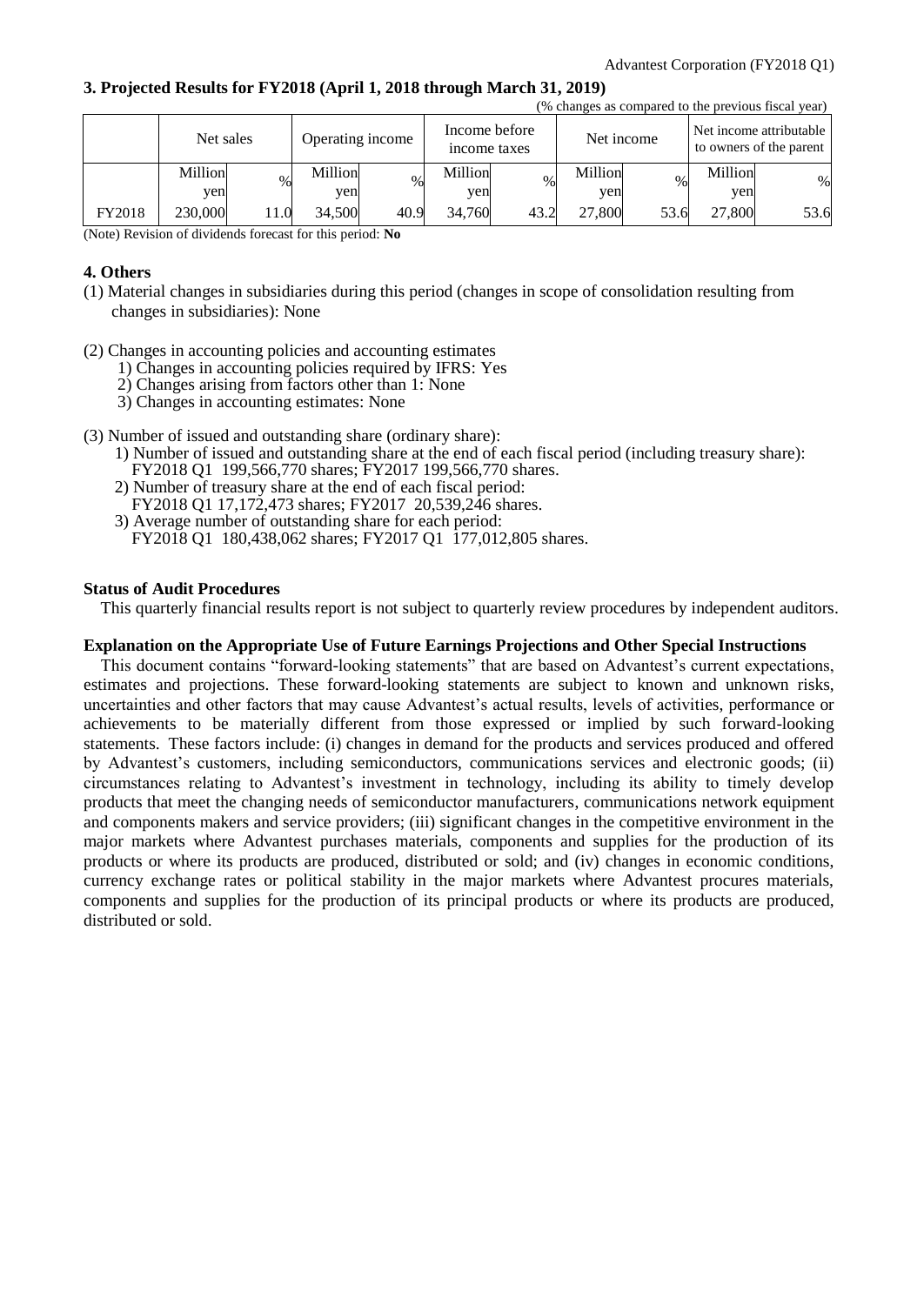## 3. Projected Results for FY2018 (April 1, 2018 through March 31, 2019)

(% changes as compared to the previous fiscal year)

| | Net sales | | Operating income | | Income before income taxes | | Net income | | Net income attributable to owners of the parent | |
|---|---|---|---|---|---|---|---|---|---|---|
| | Million yen | % | Million yen | % | Million yen | % | Million yen | % | Million yen | % |
| FY2018 | 230,000 | 11.0 | 34,500 | 40.9 | 34,760 | 43.2 | 27,800 | 53.6 | 27,800 | 53.6 |

(Note) Revision of dividends forecast for this period: **No**

## 4. Others

(1) Material changes in subsidiaries during this period (changes in scope of consolidation resulting from changes in subsidiaries): None

(2) Changes in accounting policies and accounting estimates
   1) Changes in accounting policies required by IFRS: Yes
   2) Changes arising from factors other than 1: None
   3) Changes in accounting estimates: None

(3) Number of issued and outstanding share (ordinary share):
   1) Number of issued and outstanding share at the end of each fiscal period (including treasury share):
      FY2018 Q1 199,566,770 shares; FY2017 199,566,770 shares.
   2) Number of treasury share at the end of each fiscal period:
      FY2018 Q1 17,172,473 shares; FY2017 20,539,246 shares.
   3) Average number of outstanding share for each period:
      FY2018 Q1 180,438,062 shares; FY2017 Q1 177,012,805 shares.

### Status of Audit Procedures

This quarterly financial results report is not subject to quarterly review procedures by independent auditors.

### Explanation on the Appropriate Use of Future Earnings Projections and Other Special Instructions

This document contains "forward-looking statements" that are based on Advantest's current expectations, estimates and projections. These forward-looking statements are subject to known and unknown risks, uncertainties and other factors that may cause Advantest's actual results, levels of activities, performance or achievements to be materially different from those expressed or implied by such forward-looking statements. These factors include: (i) changes in demand for the products and services produced and offered by Advantest's customers, including semiconductors, communications services and electronic goods; (ii) circumstances relating to Advantest's investment in technology, including its ability to timely develop products that meet the changing needs of semiconductor manufacturers, communications network equipment and components makers and service providers; (iii) significant changes in the competitive environment in the major markets where Advantest purchases materials, components and supplies for the production of its products or where its products are produced, distributed or sold; and (iv) changes in economic conditions, currency exchange rates or political stability in the major markets where Advantest procures materials, components and supplies for the production of its principal products or where its products are produced, distributed or sold.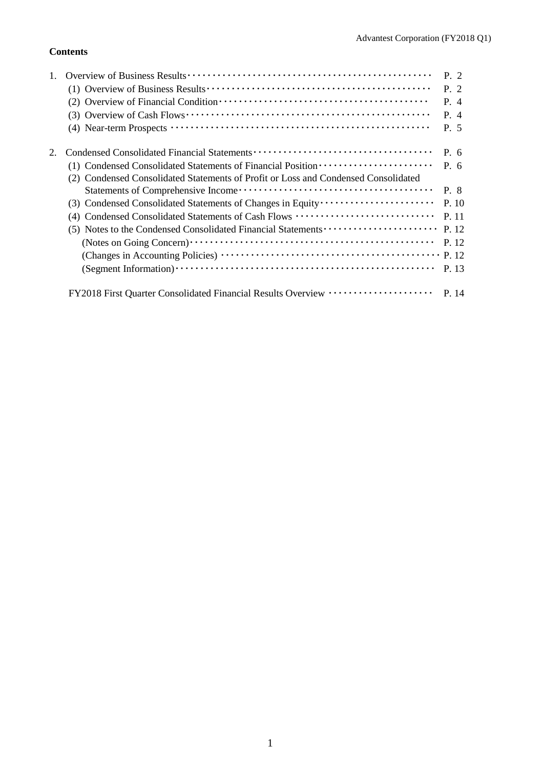**Contents**

1. Overview of Business Results ······ P. 2
   - (1) Overview of Business Results ······ P. 2
   - (2) Overview of Financial Condition ······ P. 4
   - (3) Overview of Cash Flows ······ P. 4
   - (4) Near-term Prospects ······ P. 5

2. Condensed Consolidated Financial Statements ······ P. 6
   - (1) Condensed Consolidated Statements of Financial Position ······ P. 6
   - (2) Condensed Consolidated Statements of Profit or Loss and Condensed Consolidated Statements of Comprehensive Income ······ P. 8
   - (3) Condensed Consolidated Statements of Changes in Equity ······ P. 10
   - (4) Condensed Consolidated Statements of Cash Flows ······ P. 11
   - (5) Notes to the Condensed Consolidated Financial Statements ······ P. 12
     - (Notes on Going Concern) ······ P. 12
     - (Changes in Accounting Policies) ······ P. 12
     - (Segment Information) ······ P. 13

FY2018 First Quarter Consolidated Financial Results Overview ······ P. 14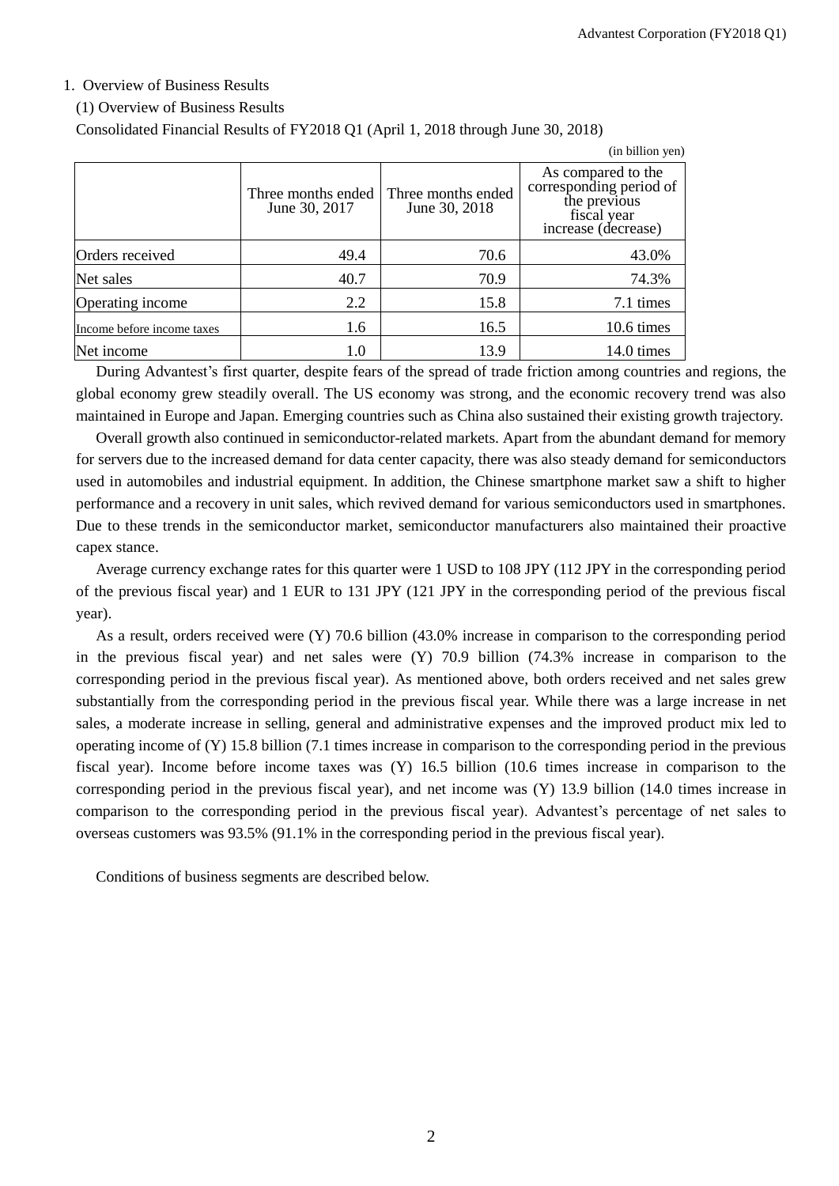## 1. Overview of Business Results

### (1) Overview of Business Results

Consolidated Financial Results of FY2018 Q1 (April 1, 2018 through June 30, 2018)

(in billion yen)

| | Three months ended June 30, 2017 | Three months ended June 30, 2018 | As compared to the corresponding period of the previous fiscal year increase (decrease) |
|---|---|---|---|
| Orders received | 49.4 | 70.6 | 43.0% |
| Net sales | 40.7 | 70.9 | 74.3% |
| Operating income | 2.2 | 15.8 | 7.1 times |
| Income before income taxes | 1.6 | 16.5 | 10.6 times |
| Net income | 1.0 | 13.9 | 14.0 times |

During Advantest's first quarter, despite fears of the spread of trade friction among countries and regions, the global economy grew steadily overall. The US economy was strong, and the economic recovery trend was also maintained in Europe and Japan. Emerging countries such as China also sustained their existing growth trajectory.

Overall growth also continued in semiconductor-related markets. Apart from the abundant demand for memory for servers due to the increased demand for data center capacity, there was also steady demand for semiconductors used in automobiles and industrial equipment. In addition, the Chinese smartphone market saw a shift to higher performance and a recovery in unit sales, which revived demand for various semiconductors used in smartphones. Due to these trends in the semiconductor market, semiconductor manufacturers also maintained their proactive capex stance.

Average currency exchange rates for this quarter were 1 USD to 108 JPY (112 JPY in the corresponding period of the previous fiscal year) and 1 EUR to 131 JPY (121 JPY in the corresponding period of the previous fiscal year).

As a result, orders received were (Y) 70.6 billion (43.0% increase in comparison to the corresponding period in the previous fiscal year) and net sales were (Y) 70.9 billion (74.3% increase in comparison to the corresponding period in the previous fiscal year). As mentioned above, both orders received and net sales grew substantially from the corresponding period in the previous fiscal year. While there was a large increase in net sales, a moderate increase in selling, general and administrative expenses and the improved product mix led to operating income of (Y) 15.8 billion (7.1 times increase in comparison to the corresponding period in the previous fiscal year). Income before income taxes was (Y) 16.5 billion (10.6 times increase in comparison to the corresponding period in the previous fiscal year), and net income was (Y) 13.9 billion (14.0 times increase in comparison to the corresponding period in the previous fiscal year). Advantest's percentage of net sales to overseas customers was 93.5% (91.1% in the corresponding period in the previous fiscal year).

Conditions of business segments are described below.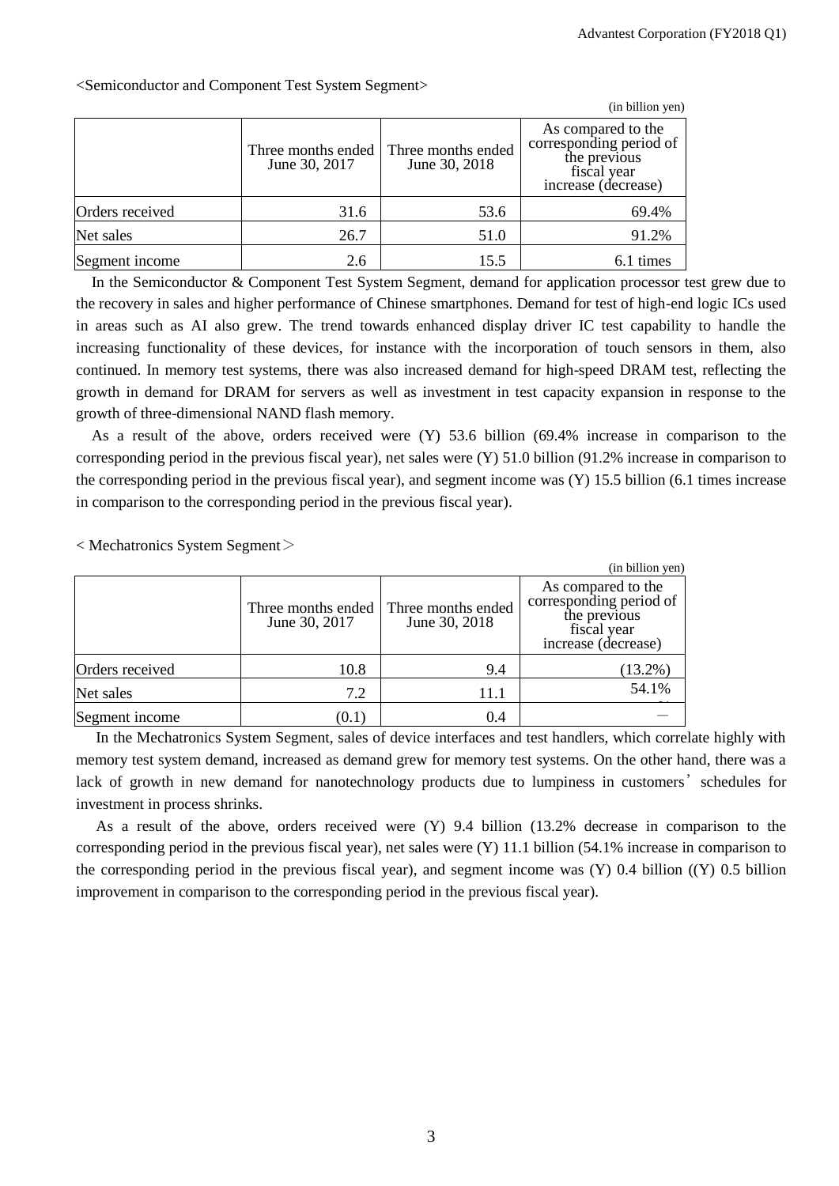<Semiconductor and Component Test System Segment>

(in billion yen)

| | Three months ended June 30, 2017 | Three months ended June 30, 2018 | As compared to the corresponding period of the previous fiscal year increase (decrease) |
|---|---|---|---|
| Orders received | 31.6 | 53.6 | 69.4% |
| Net sales | 26.7 | 51.0 | 91.2% |
| Segment income | 2.6 | 15.5 | 6.1 times |

In the Semiconductor & Component Test System Segment, demand for application processor test grew due to the recovery in sales and higher performance of Chinese smartphones. Demand for test of high-end logic ICs used in areas such as AI also grew. The trend towards enhanced display driver IC test capability to handle the increasing functionality of these devices, for instance with the incorporation of touch sensors in them, also continued. In memory test systems, there was also increased demand for high-speed DRAM test, reflecting the growth in demand for DRAM for servers as well as investment in test capacity expansion in response to the growth of three-dimensional NAND flash memory.

As a result of the above, orders received were (Y) 53.6 billion (69.4% increase in comparison to the corresponding period in the previous fiscal year), net sales were (Y) 51.0 billion (91.2% increase in comparison to the corresponding period in the previous fiscal year), and segment income was (Y) 15.5 billion (6.1 times increase in comparison to the corresponding period in the previous fiscal year).

< Mechatronics System Segment＞

(in billion yen)

| | Three months ended June 30, 2017 | Three months ended June 30, 2018 | As compared to the corresponding period of the previous fiscal year increase (decrease) |
|---|---|---|---|
| Orders received | 10.8 | 9.4 | (13.2%) |
| Net sales | 7.2 | 11.1 | 54.1% |
| Segment income | (0.1) | 0.4 | — |

In the Mechatronics System Segment, sales of device interfaces and test handlers, which correlate highly with memory test system demand, increased as demand grew for memory test systems. On the other hand, there was a lack of growth in new demand for nanotechnology products due to lumpiness in customers' schedules for investment in process shrinks.

As a result of the above, orders received were (Y) 9.4 billion (13.2% decrease in comparison to the corresponding period in the previous fiscal year), net sales were (Y) 11.1 billion (54.1% increase in comparison to the corresponding period in the previous fiscal year), and segment income was (Y) 0.4 billion ((Y) 0.5 billion improvement in comparison to the corresponding period in the previous fiscal year).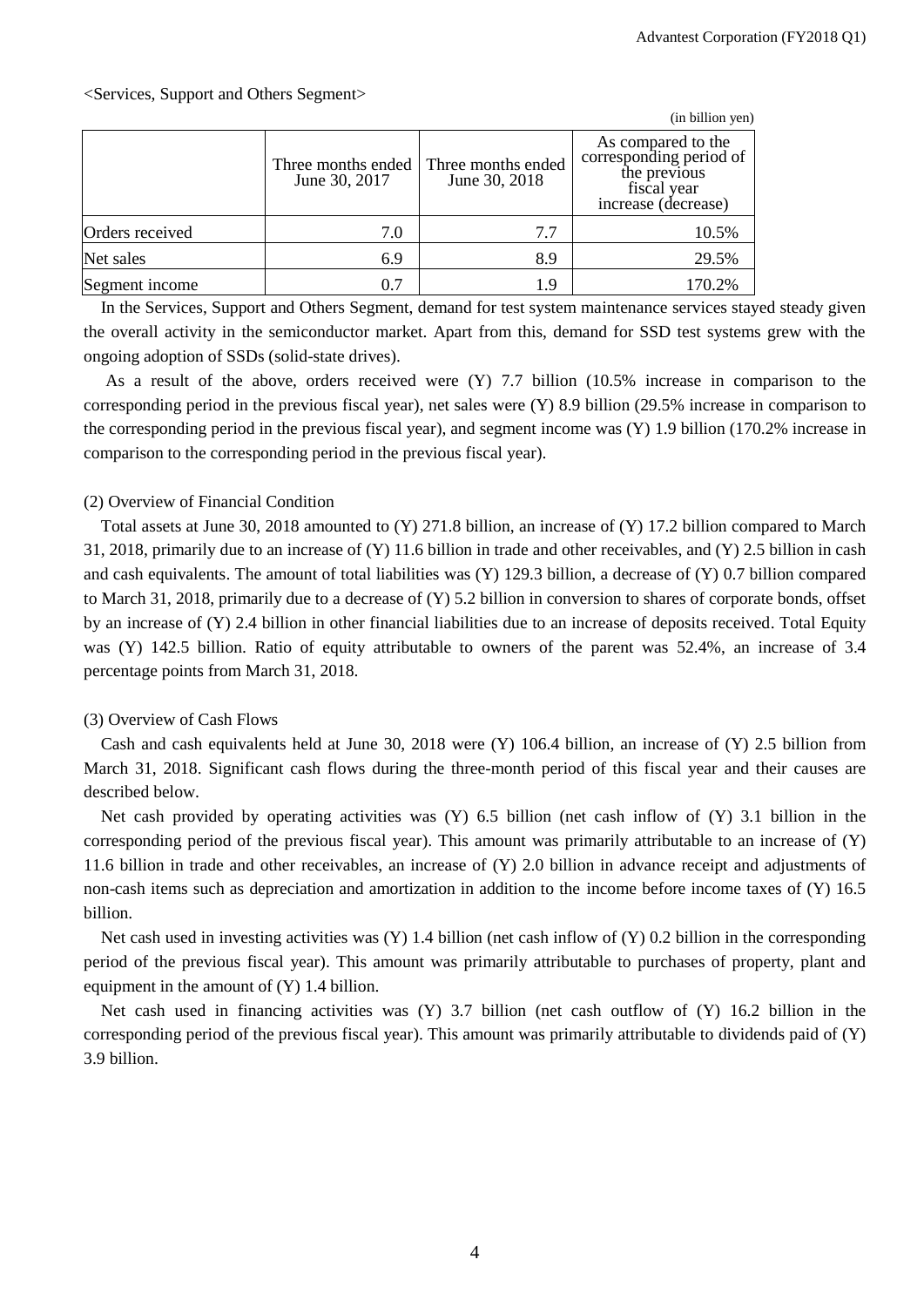<Services, Support and Others Segment>

(in billion yen)

| | Three months ended June 30, 2017 | Three months ended June 30, 2018 | As compared to the corresponding period of the previous fiscal year increase (decrease) |
|---|---|---|---|
| Orders received | 7.0 | 7.7 | 10.5% |
| Net sales | 6.9 | 8.9 | 29.5% |
| Segment income | 0.7 | 1.9 | 170.2% |

In the Services, Support and Others Segment, demand for test system maintenance services stayed steady given the overall activity in the semiconductor market. Apart from this, demand for SSD test systems grew with the ongoing adoption of SSDs (solid-state drives).

As a result of the above, orders received were (Y) 7.7 billion (10.5% increase in comparison to the corresponding period in the previous fiscal year), net sales were (Y) 8.9 billion (29.5% increase in comparison to the corresponding period in the previous fiscal year), and segment income was (Y) 1.9 billion (170.2% increase in comparison to the corresponding period in the previous fiscal year).

(2) Overview of Financial Condition

Total assets at June 30, 2018 amounted to (Y) 271.8 billion, an increase of (Y) 17.2 billion compared to March 31, 2018, primarily due to an increase of (Y) 11.6 billion in trade and other receivables, and (Y) 2.5 billion in cash and cash equivalents. The amount of total liabilities was (Y) 129.3 billion, a decrease of (Y) 0.7 billion compared to March 31, 2018, primarily due to a decrease of (Y) 5.2 billion in conversion to shares of corporate bonds, offset by an increase of (Y) 2.4 billion in other financial liabilities due to an increase of deposits received. Total Equity was (Y) 142.5 billion. Ratio of equity attributable to owners of the parent was 52.4%, an increase of 3.4 percentage points from March 31, 2018.

(3) Overview of Cash Flows

Cash and cash equivalents held at June 30, 2018 were (Y) 106.4 billion, an increase of (Y) 2.5 billion from March 31, 2018. Significant cash flows during the three-month period of this fiscal year and their causes are described below.

Net cash provided by operating activities was (Y) 6.5 billion (net cash inflow of (Y) 3.1 billion in the corresponding period of the previous fiscal year). This amount was primarily attributable to an increase of (Y) 11.6 billion in trade and other receivables, an increase of (Y) 2.0 billion in advance receipt and adjustments of non-cash items such as depreciation and amortization in addition to the income before income taxes of (Y) 16.5 billion.

Net cash used in investing activities was (Y) 1.4 billion (net cash inflow of (Y) 0.2 billion in the corresponding period of the previous fiscal year). This amount was primarily attributable to purchases of property, plant and equipment in the amount of (Y) 1.4 billion.

Net cash used in financing activities was (Y) 3.7 billion (net cash outflow of (Y) 16.2 billion in the corresponding period of the previous fiscal year). This amount was primarily attributable to dividends paid of (Y) 3.9 billion.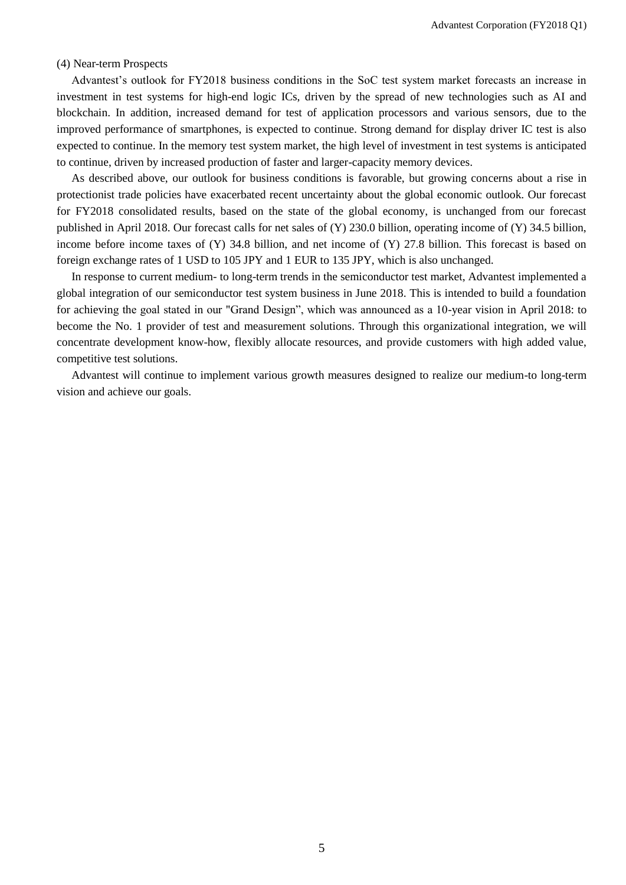(4) Near-term Prospects

Advantest's outlook for FY2018 business conditions in the SoC test system market forecasts an increase in investment in test systems for high-end logic ICs, driven by the spread of new technologies such as AI and blockchain. In addition, increased demand for test of application processors and various sensors, due to the improved performance of smartphones, is expected to continue. Strong demand for display driver IC test is also expected to continue. In the memory test system market, the high level of investment in test systems is anticipated to continue, driven by increased production of faster and larger-capacity memory devices.

As described above, our outlook for business conditions is favorable, but growing concerns about a rise in protectionist trade policies have exacerbated recent uncertainty about the global economic outlook. Our forecast for FY2018 consolidated results, based on the state of the global economy, is unchanged from our forecast published in April 2018. Our forecast calls for net sales of (Y) 230.0 billion, operating income of (Y) 34.5 billion, income before income taxes of (Y) 34.8 billion, and net income of (Y) 27.8 billion. This forecast is based on foreign exchange rates of 1 USD to 105 JPY and 1 EUR to 135 JPY, which is also unchanged.

In response to current medium- to long-term trends in the semiconductor test market, Advantest implemented a global integration of our semiconductor test system business in June 2018. This is intended to build a foundation for achieving the goal stated in our "Grand Design", which was announced as a 10-year vision in April 2018: to become the No. 1 provider of test and measurement solutions. Through this organizational integration, we will concentrate development know-how, flexibly allocate resources, and provide customers with high added value, competitive test solutions.

Advantest will continue to implement various growth measures designed to realize our medium-to long-term vision and achieve our goals.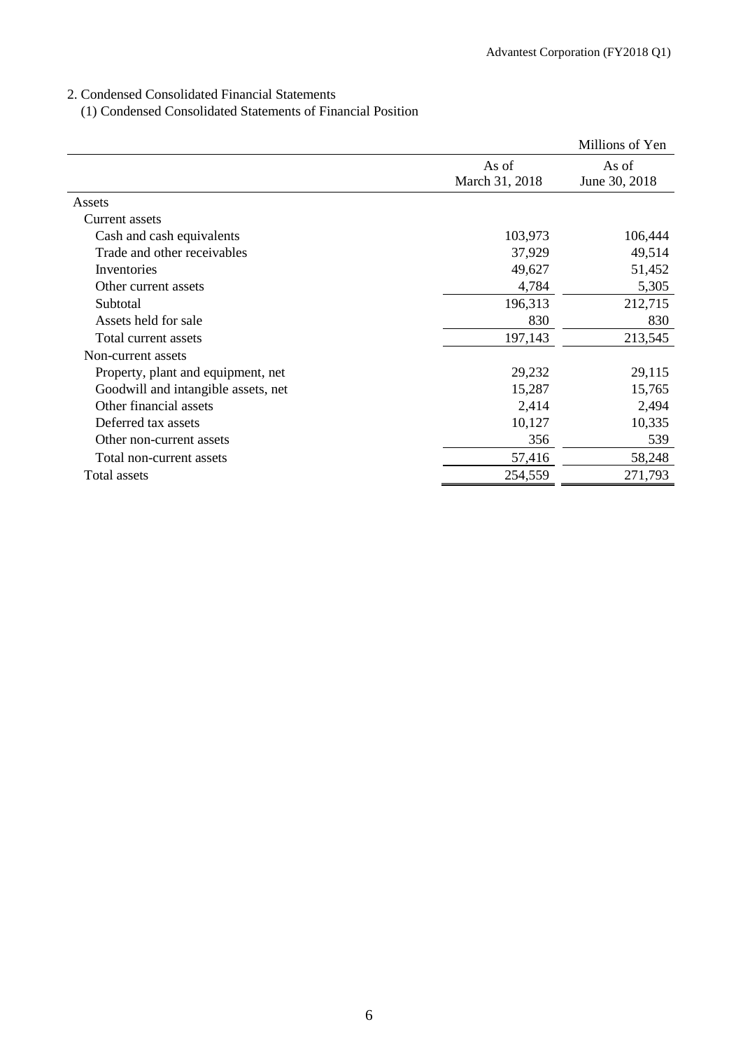## 2. Condensed Consolidated Financial Statements

### (1) Condensed Consolidated Statements of Financial Position

| | | Millions of Yen |
|---|---|---|
| | As of March 31, 2018 | As of June 30, 2018 |
| **Assets** | | |
| Current assets | | |
| Cash and cash equivalents | 103,973 | 106,444 |
| Trade and other receivables | 37,929 | 49,514 |
| Inventories | 49,627 | 51,452 |
| Other current assets | 4,784 | 5,305 |
| Subtotal | 196,313 | 212,715 |
| Assets held for sale | 830 | 830 |
| Total current assets | 197,143 | 213,545 |
| Non-current assets | | |
| Property, plant and equipment, net | 29,232 | 29,115 |
| Goodwill and intangible assets, net | 15,287 | 15,765 |
| Other financial assets | 2,414 | 2,494 |
| Deferred tax assets | 10,127 | 10,335 |
| Other non-current assets | 356 | 539 |
| Total non-current assets | 57,416 | 58,248 |
| Total assets | 254,559 | 271,793 |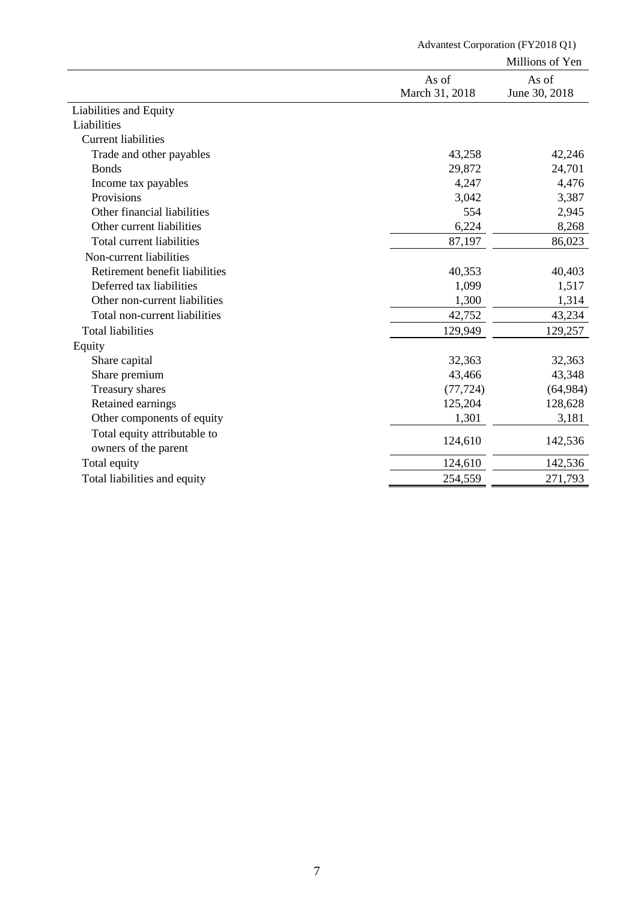Advantest Corporation (FY2018 Q1)

Millions of Yen

| | As of March 31, 2018 | As of June 30, 2018 |
|---|---|---|
| Liabilities and Equity | | |
| Liabilities | | |
| Current liabilities | | |
| Trade and other payables | 43,258 | 42,246 |
| Bonds | 29,872 | 24,701 |
| Income tax payables | 4,247 | 4,476 |
| Provisions | 3,042 | 3,387 |
| Other financial liabilities | 554 | 2,945 |
| Other current liabilities | 6,224 | 8,268 |
| Total current liabilities | 87,197 | 86,023 |
| Non-current liabilities | | |
| Retirement benefit liabilities | 40,353 | 40,403 |
| Deferred tax liabilities | 1,099 | 1,517 |
| Other non-current liabilities | 1,300 | 1,314 |
| Total non-current liabilities | 42,752 | 43,234 |
| Total liabilities | 129,949 | 129,257 |
| Equity | | |
| Share capital | 32,363 | 32,363 |
| Share premium | 43,466 | 43,348 |
| Treasury shares | (77,724) | (64,984) |
| Retained earnings | 125,204 | 128,628 |
| Other components of equity | 1,301 | 3,181 |
| Total equity attributable to owners of the parent | 124,610 | 142,536 |
| Total equity | 124,610 | 142,536 |
| Total liabilities and equity | 254,559 | 271,793 |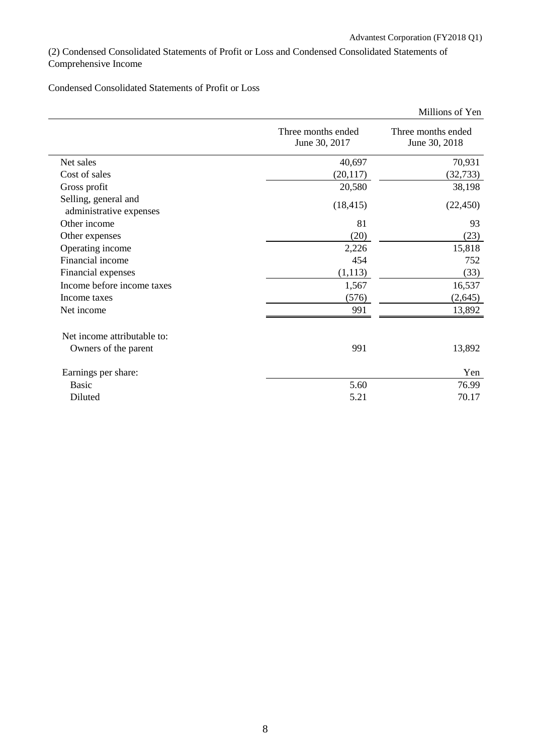(2) Condensed Consolidated Statements of Profit or Loss and Condensed Consolidated Statements of Comprehensive Income

Condensed Consolidated Statements of Profit or Loss

Millions of Yen

| | Three months ended June 30, 2017 | Three months ended June 30, 2018 |
|---|---|---|
| Net sales | 40,697 | 70,931 |
| Cost of sales | (20,117) | (32,733) |
| Gross profit | 20,580 | 38,198 |
| Selling, general and administrative expenses | (18,415) | (22,450) |
| Other income | 81 | 93 |
| Other expenses | (20) | (23) |
| Operating income | 2,226 | 15,818 |
| Financial income | 454 | 752 |
| Financial expenses | (1,113) | (33) |
| Income before income taxes | 1,567 | 16,537 |
| Income taxes | (576) | (2,645) |
| Net income | 991 | 13,892 |
| Net income attributable to: | | |
| Owners of the parent | 991 | 13,892 |
| Earnings per share: | | Yen |
| Basic | 5.60 | 76.99 |
| Diluted | 5.21 | 70.17 |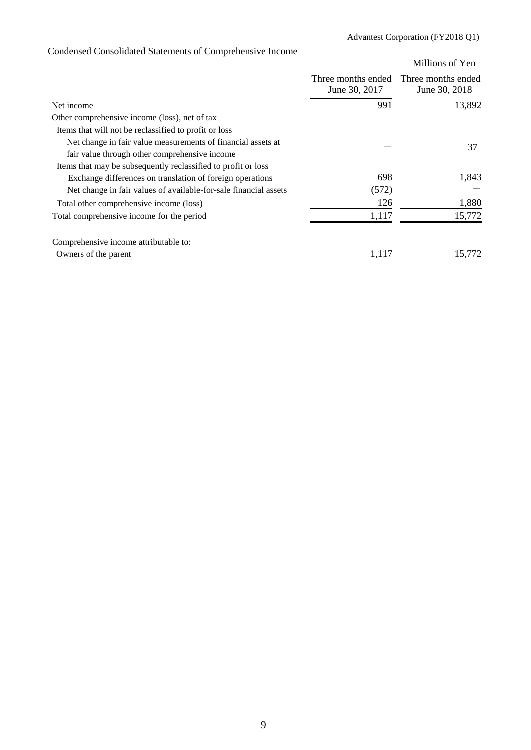## Condensed Consolidated Statements of Comprehensive Income

Millions of Yen

| | Three months ended June 30, 2017 | Three months ended June 30, 2018 |
|---|---|---|
| Net income | 991 | 13,892 |
| Other comprehensive income (loss), net of tax | | |
| Items that will not be reclassified to profit or loss | | |
| Net change in fair value measurements of financial assets at fair value through other comprehensive income | ― | 37 |
| Items that may be subsequently reclassified to profit or loss | | |
| Exchange differences on translation of foreign operations | 698 | 1,843 |
| Net change in fair values of available-for-sale financial assets | (572) | ― |
| Total other comprehensive income (loss) | 126 | 1,880 |
| Total comprehensive income for the period | 1,117 | 15,772 |
| | | |
| Comprehensive income attributable to: | | |
| Owners of the parent | 1,117 | 15,772 |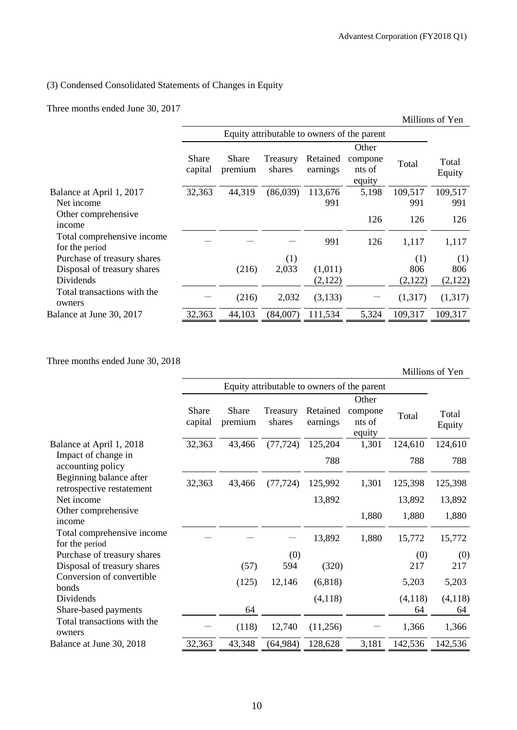### (3) Condensed Consolidated Statements of Changes in Equity

Three months ended June 30, 2017

Millions of Yen

| | Equity attributable to owners of the parent | | | | | | |
|---|---|---|---|---|---|---|---|
| | Share capital | Share premium | Treasury shares | Retained earnings | Other components of equity | Total | Total Equity |
| Balance at April 1, 2017 | 32,363 | 44,319 | (86,039) | 113,676 | 5,198 | 109,517 | 109,517 |
| Net income | | | | 991 | | 991 | 991 |
| Other comprehensive income | | | | | 126 | 126 | 126 |
| Total comprehensive income for the period | — | — | — | 991 | 126 | 1,117 | 1,117 |
| Purchase of treasury shares | | | (1) | | | (1) | (1) |
| Disposal of treasury shares | | (216) | 2,033 | (1,011) | | 806 | 806 |
| Dividends | | | | (2,122) | | (2,122) | (2,122) |
| Total transactions with the owners | — | (216) | 2,032 | (3,133) | — | (1,317) | (1,317) |
| Balance at June 30, 2017 | 32,363 | 44,103 | (84,007) | 111,534 | 5,324 | 109,317 | 109,317 |

Three months ended June 30, 2018

Millions of Yen

| | Equity attributable to owners of the parent | | | | | | |
|---|---|---|---|---|---|---|---|
| | Share capital | Share premium | Treasury shares | Retained earnings | Other components of equity | Total | Total Equity |
| Balance at April 1, 2018 | 32,363 | 43,466 | (77,724) | 125,204 | 1,301 | 124,610 | 124,610 |
| Impact of change in accounting policy | | | | 788 | | 788 | 788 |
| Beginning balance after retrospective restatement | 32,363 | 43,466 | (77,724) | 125,992 | 1,301 | 125,398 | 125,398 |
| Net income | | | | 13,892 | | 13,892 | 13,892 |
| Other comprehensive income | | | | | 1,880 | 1,880 | 1,880 |
| Total comprehensive income for the period | — | — | — | 13,892 | 1,880 | 15,772 | 15,772 |
| Purchase of treasury shares | | | (0) | | | (0) | (0) |
| Disposal of treasury shares | | (57) | 594 | (320) | | 217 | 217 |
| Conversion of convertible bonds | | (125) | 12,146 | (6,818) | | 5,203 | 5,203 |
| Dividends | | | | (4,118) | | (4,118) | (4,118) |
| Share-based payments | | 64 | | | | 64 | 64 |
| Total transactions with the owners | — | (118) | 12,740 | (11,256) | — | 1,366 | 1,366 |
| Balance at June 30, 2018 | 32,363 | 43,348 | (64,984) | 128,628 | 3,181 | 142,536 | 142,536 |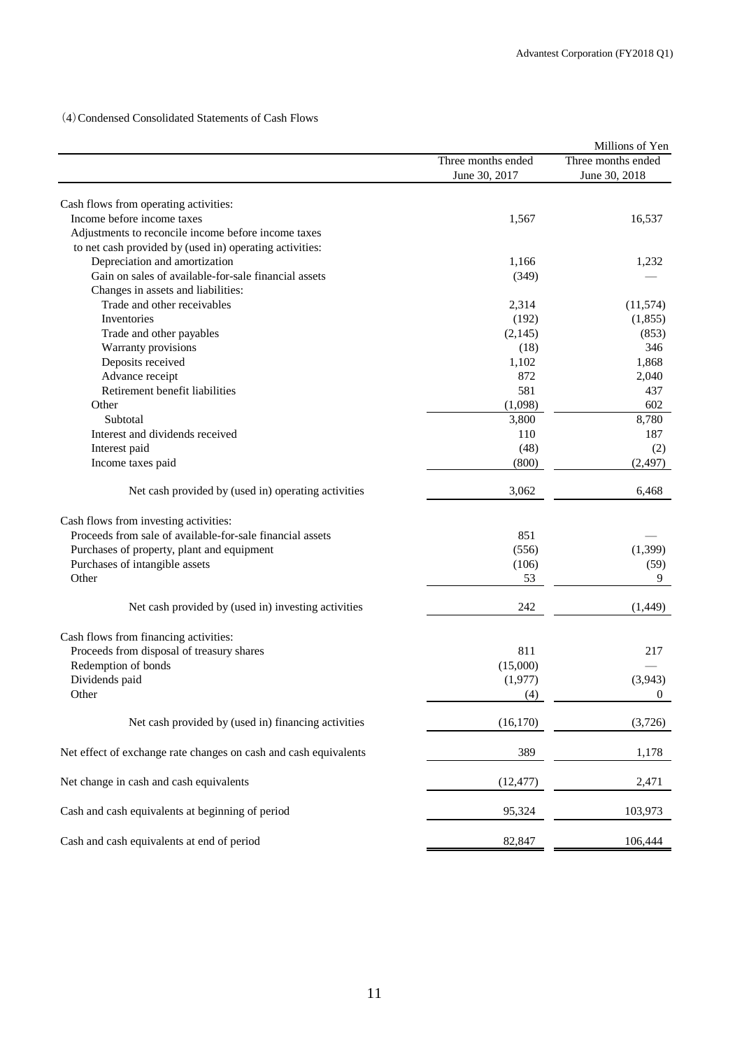(4) Condensed Consolidated Statements of Cash Flows

Millions of Yen

| | Three months ended June 30, 2017 | Three months ended June 30, 2018 |
|---|---|---|
| Cash flows from operating activities: | | |
| Income before income taxes | 1,567 | 16,537 |
| Adjustments to reconcile income before income taxes to net cash provided by (used in) operating activities: | | |
| Depreciation and amortization | 1,166 | 1,232 |
| Gain on sales of available-for-sale financial assets | (349) | — |
| Changes in assets and liabilities: | | |
| Trade and other receivables | 2,314 | (11,574) |
| Inventories | (192) | (1,855) |
| Trade and other payables | (2,145) | (853) |
| Warranty provisions | (18) | 346 |
| Deposits received | 1,102 | 1,868 |
| Advance receipt | 872 | 2,040 |
| Retirement benefit liabilities | 581 | 437 |
| Other | (1,098) | 602 |
| Subtotal | 3,800 | 8,780 |
| Interest and dividends received | 110 | 187 |
| Interest paid | (48) | (2) |
| Income taxes paid | (800) | (2,497) |
| Net cash provided by (used in) operating activities | 3,062 | 6,468 |
| Cash flows from investing activities: | | |
| Proceeds from sale of available-for-sale financial assets | 851 | — |
| Purchases of property, plant and equipment | (556) | (1,399) |
| Purchases of intangible assets | (106) | (59) |
| Other | 53 | 9 |
| Net cash provided by (used in) investing activities | 242 | (1,449) |
| Cash flows from financing activities: | | |
| Proceeds from disposal of treasury shares | 811 | 217 |
| Redemption of bonds | (15,000) | — |
| Dividends paid | (1,977) | (3,943) |
| Other | (4) | 0 |
| Net cash provided by (used in) financing activities | (16,170) | (3,726) |
| Net effect of exchange rate changes on cash and cash equivalents | 389 | 1,178 |
| Net change in cash and cash equivalents | (12,477) | 2,471 |
| Cash and cash equivalents at beginning of period | 95,324 | 103,973 |
| Cash and cash equivalents at end of period | 82,847 | 106,444 |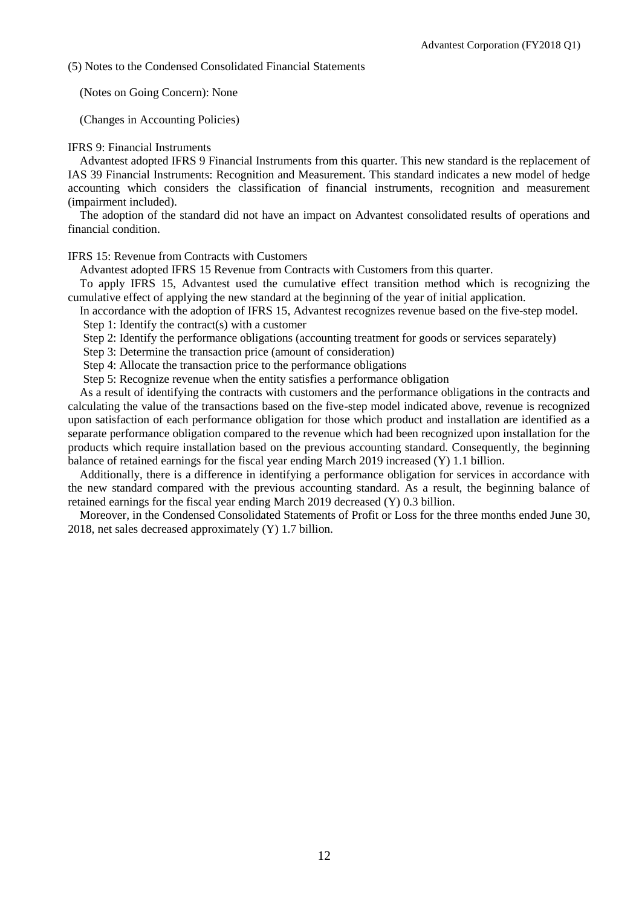(5) Notes to the Condensed Consolidated Financial Statements

(Notes on Going Concern): None

(Changes in Accounting Policies)

IFRS 9: Financial Instruments

Advantest adopted IFRS 9 Financial Instruments from this quarter. This new standard is the replacement of IAS 39 Financial Instruments: Recognition and Measurement. This standard indicates a new model of hedge accounting which considers the classification of financial instruments, recognition and measurement (impairment included).

The adoption of the standard did not have an impact on Advantest consolidated results of operations and financial condition.

IFRS 15: Revenue from Contracts with Customers

Advantest adopted IFRS 15 Revenue from Contracts with Customers from this quarter.

To apply IFRS 15, Advantest used the cumulative effect transition method which is recognizing the cumulative effect of applying the new standard at the beginning of the year of initial application.

In accordance with the adoption of IFRS 15, Advantest recognizes revenue based on the five-step model.

Step 1: Identify the contract(s) with a customer

Step 2: Identify the performance obligations (accounting treatment for goods or services separately)

Step 3: Determine the transaction price (amount of consideration)

Step 4: Allocate the transaction price to the performance obligations

Step 5: Recognize revenue when the entity satisfies a performance obligation

As a result of identifying the contracts with customers and the performance obligations in the contracts and calculating the value of the transactions based on the five-step model indicated above, revenue is recognized upon satisfaction of each performance obligation for those which product and installation are identified as a separate performance obligation compared to the revenue which had been recognized upon installation for the products which require installation based on the previous accounting standard. Consequently, the beginning balance of retained earnings for the fiscal year ending March 2019 increased (Y) 1.1 billion.

Additionally, there is a difference in identifying a performance obligation for services in accordance with the new standard compared with the previous accounting standard. As a result, the beginning balance of retained earnings for the fiscal year ending March 2019 decreased (Y) 0.3 billion.

Moreover, in the Condensed Consolidated Statements of Profit or Loss for the three months ended June 30, 2018, net sales decreased approximately (Y) 1.7 billion.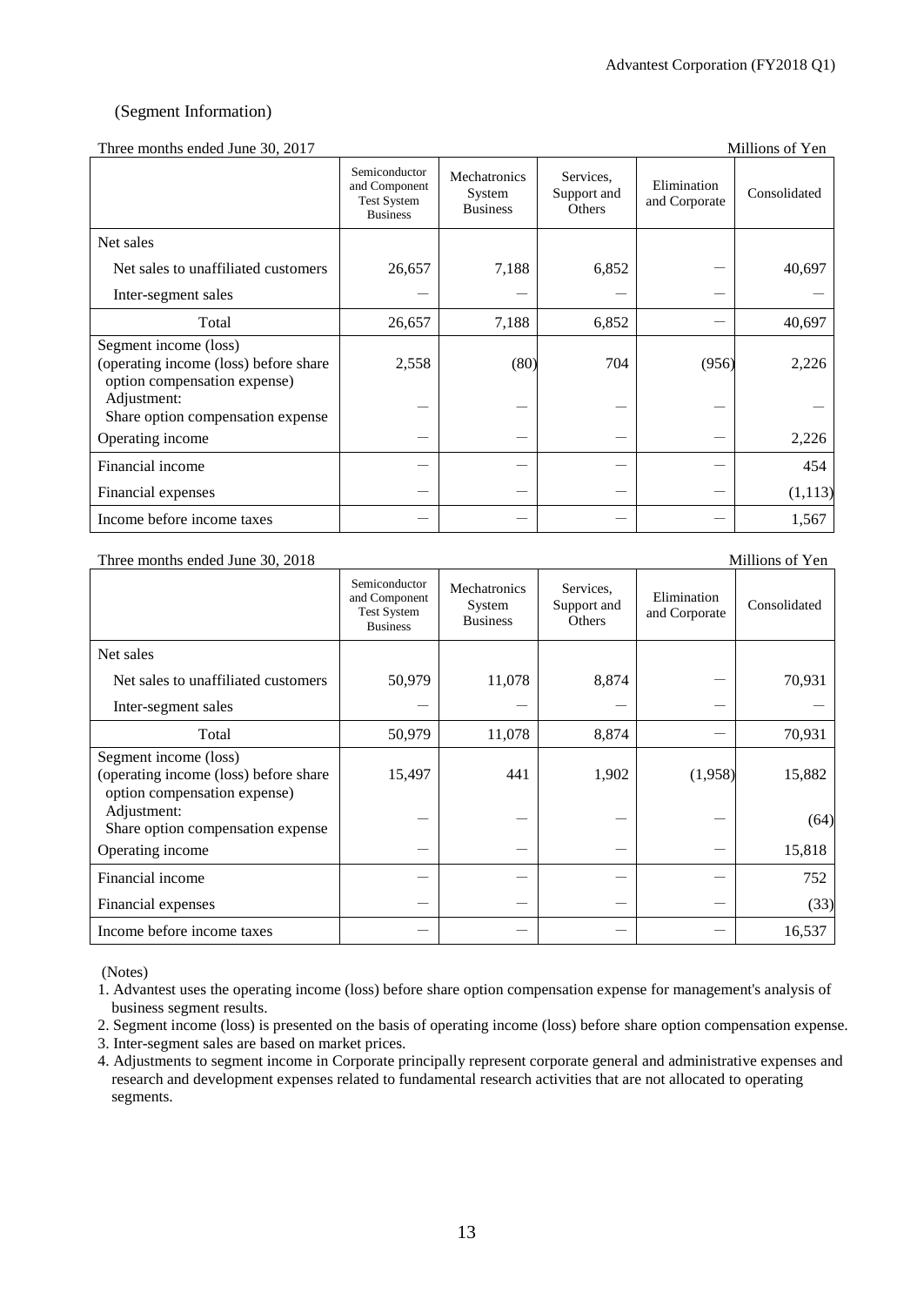(Segment Information)

Three months ended June 30, 2017 — Millions of Yen

| | Semiconductor and Component Test System Business | Mechatronics System Business | Services, Support and Others | Elimination and Corporate | Consolidated |
|---|---|---|---|---|---|
| Net sales | | | | | |
| Net sales to unaffiliated customers | 26,657 | 7,188 | 6,852 | — | 40,697 |
| Inter-segment sales | — | — | — | — | — |
| Total | 26,657 | 7,188 | 6,852 | — | 40,697 |
| Segment income (loss) (operating income (loss) before share option compensation expense) | 2,558 | (80) | 704 | (956) | 2,226 |
| Adjustment: Share option compensation expense | — | — | — | — | — |
| Operating income | — | — | — | — | 2,226 |
| Financial income | — | — | — | — | 454 |
| Financial expenses | — | — | — | — | (1,113) |
| Income before income taxes | — | — | — | — | 1,567 |

Three months ended June 30, 2018 — Millions of Yen

| | Semiconductor and Component Test System Business | Mechatronics System Business | Services, Support and Others | Elimination and Corporate | Consolidated |
|---|---|---|---|---|---|
| Net sales | | | | | |
| Net sales to unaffiliated customers | 50,979 | 11,078 | 8,874 | — | 70,931 |
| Inter-segment sales | — | — | — | — | — |
| Total | 50,979 | 11,078 | 8,874 | — | 70,931 |
| Segment income (loss) (operating income (loss) before share option compensation expense) | 15,497 | 441 | 1,902 | (1,958) | 15,882 |
| Adjustment: Share option compensation expense | — | — | — | — | (64) |
| Operating income | — | — | — | — | 15,818 |
| Financial income | — | — | — | — | 752 |
| Financial expenses | — | — | — | — | (33) |
| Income before income taxes | — | — | — | — | 16,537 |

(Notes)

1. Advantest uses the operating income (loss) before share option compensation expense for management's analysis of business segment results.
2. Segment income (loss) is presented on the basis of operating income (loss) before share option compensation expense.
3. Inter-segment sales are based on market prices.
4. Adjustments to segment income in Corporate principally represent corporate general and administrative expenses and research and development expenses related to fundamental research activities that are not allocated to operating segments.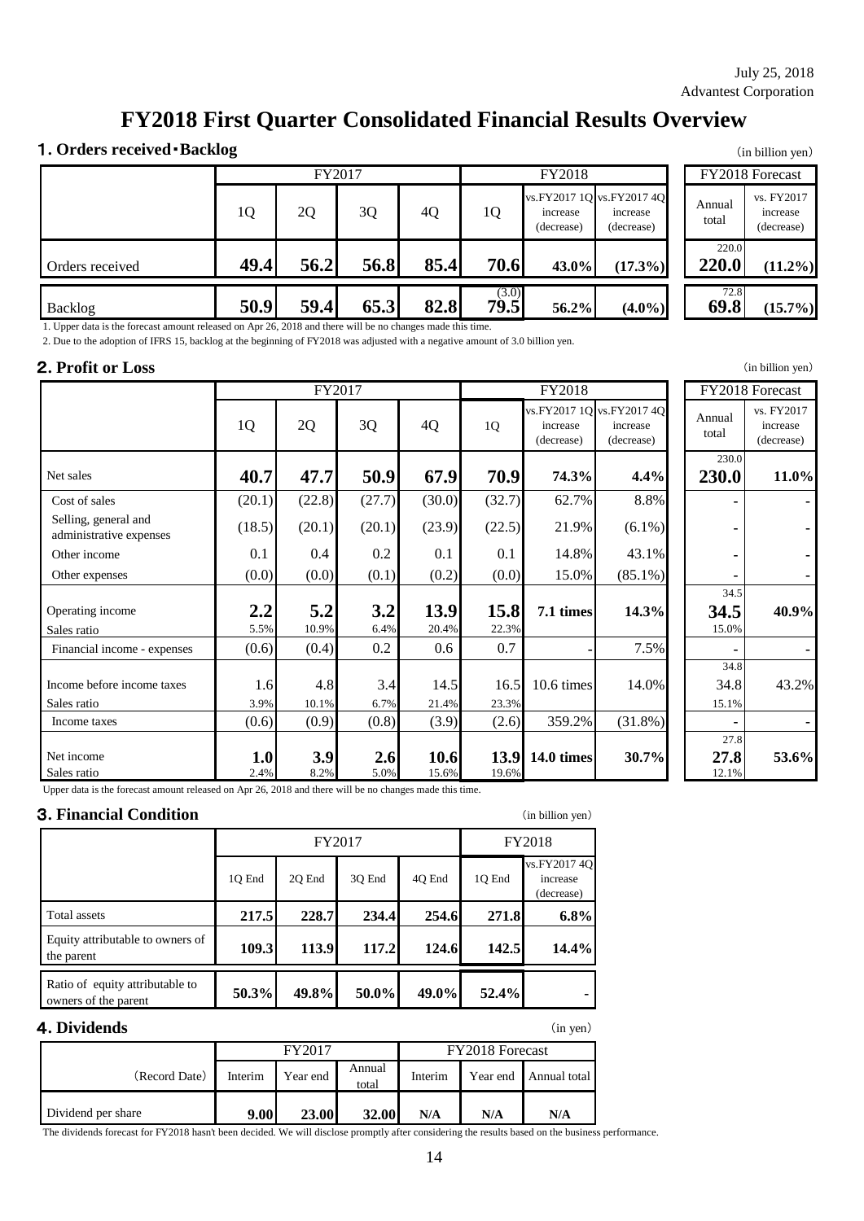July 25, 2018
Advantest Corporation

# FY2018 First Quarter Consolidated Financial Results Overview

## 1. Orders received・Backlog

(in billion yen)

| | FY2017 | | | | FY2018 | | | FY2018 Forecast | |
|---|---|---|---|---|---|---|---|---|---|
| | 1Q | 2Q | 3Q | 4Q | 1Q | vs.FY2017 1Q increase (decrease) | vs.FY2017 4Q increase (decrease) | Annual total | vs. FY2017 increase (decrease) |
| Orders received | **49.4** | **56.2** | **56.8** | **85.4** | **70.6** | **43.0%** | **(17.3%)** | 220.0 **220.0** | **(11.2%)** |
| Backlog | **50.9** | **59.4** | **65.3** | **82.8** | (3.0) **79.5** | **56.2%** | **(4.0%)** | 72.8 **69.8** | **(15.7%)** |

1. Upper data is the forecast amount released on Apr 26, 2018 and there will be no changes made this time.
2. Due to the adoption of IFRS 15, backlog at the beginning of FY2018 was adjusted with a negative amount of 3.0 billion yen.

## 2. Profit or Loss

(in billion yen)

| | FY2017 | | | | FY2018 | | | FY2018 Forecast | |
|---|---|---|---|---|---|---|---|---|---|
| | 1Q | 2Q | 3Q | 4Q | 1Q | vs.FY2017 1Q increase (decrease) | vs.FY2017 4Q increase (decrease) | Annual total | vs. FY2017 increase (decrease) |
| Net sales | **40.7** | **47.7** | **50.9** | **67.9** | **70.9** | **74.3%** | **4.4%** | 230.0 **230.0** | **11.0%** |
| Cost of sales | (20.1) | (22.8) | (27.7) | (30.0) | (32.7) | 62.7% | 8.8% | - | - |
| Selling, general and administrative expenses | (18.5) | (20.1) | (20.1) | (23.9) | (22.5) | 21.9% | (6.1%) | - | - |
| Other income | 0.1 | 0.4 | 0.2 | 0.1 | 0.1 | 14.8% | 43.1% | - | - |
| Other expenses | (0.0) | (0.0) | (0.1) | (0.2) | (0.0) | 15.0% | (85.1%) | - | - |
| Operating income | **2.2** | **5.2** | **3.2** | **13.9** | **15.8** | **7.1 times** | **14.3%** | 34.5 **34.5** | **40.9%** |
| Sales ratio | 5.5% | 10.9% | 6.4% | 20.4% | 22.3% | | | 15.0% | |
| Financial income - expenses | (0.6) | (0.4) | 0.2 | 0.6 | 0.7 | - | 7.5% | - | - |
| Income before income taxes | 1.6 | 4.8 | 3.4 | 14.5 | 16.5 | 10.6 times | 14.0% | 34.8 34.8 | 43.2% |
| Sales ratio | 3.9% | 10.1% | 6.7% | 21.4% | 23.3% | | | 15.1% | |
| Income taxes | (0.6) | (0.9) | (0.8) | (3.9) | (2.6) | 359.2% | (31.8%) | - | - |
| Net income | **1.0** | **3.9** | **2.6** | **10.6** | **13.9** | **14.0 times** | **30.7%** | 27.8 **27.8** | **53.6%** |
| Sales ratio | 2.4% | 8.2% | 5.0% | 15.6% | 19.6% | | | 12.1% | |

Upper data is the forecast amount released on Apr 26, 2018 and there will be no changes made this time.

## 3. Financial Condition

(in billion yen)

| | FY2017 | | | | FY2018 | |
|---|---|---|---|---|---|---|
| | 1Q End | 2Q End | 3Q End | 4Q End | 1Q End | vs.FY2017 4Q increase (decrease) |
| Total assets | **217.5** | **228.7** | **234.4** | **254.6** | **271.8** | **6.8%** |
| Equity attributable to owners of the parent | **109.3** | **113.9** | **117.2** | **124.6** | **142.5** | **14.4%** |
| Ratio of equity attributable to owners of the parent | **50.3%** | **49.8%** | **50.0%** | **49.0%** | **52.4%** | **-** |

## 4. Dividends

(in yen)

| | FY2017 | | | FY2018 Forecast | | |
|---|---|---|---|---|---|---|
| (Record Date) | Interim | Year end | Annual total | Interim | Year end | Annual total |
| Dividend per share | **9.00** | **23.00** | **32.00** | **N/A** | **N/A** | **N/A** |

The dividends forecast for FY2018 hasn't been decided. We will disclose promptly after considering the results based on the business performance.